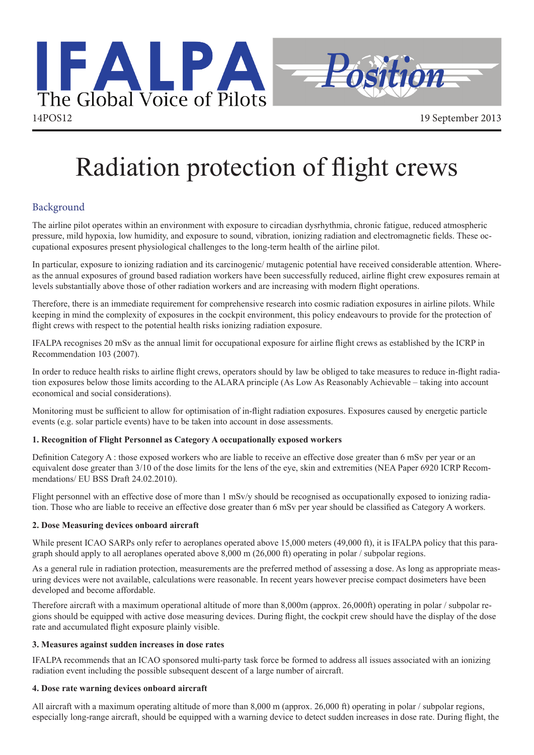IFALPA
The Global Voice of Pilots

Position

14POS12

19 September 2013

# Radiation protection of flight crews

## Background

The airline pilot operates within an environment with exposure to circadian dysrhythmia, chronic fatigue, reduced atmospheric pressure, mild hypoxia, low humidity, and exposure to sound, vibration, ionizing radiation and electromagnetic fields. These occupational exposures present physiological challenges to the long-term health of the airline pilot.

In particular, exposure to ionizing radiation and its carcinogenic/ mutagenic potential have received considerable attention. Whereas the annual exposures of ground based radiation workers have been successfully reduced, airline flight crew exposures remain at levels substantially above those of other radiation workers and are increasing with modern flight operations.

Therefore, there is an immediate requirement for comprehensive research into cosmic radiation exposures in airline pilots. While keeping in mind the complexity of exposures in the cockpit environment, this policy endeavours to provide for the protection of flight crews with respect to the potential health risks ionizing radiation exposure.

IFALPA recognises 20 mSv as the annual limit for occupational exposure for airline flight crews as established by the ICRP in Recommendation 103 (2007).

In order to reduce health risks to airline flight crews, operators should by law be obliged to take measures to reduce in-flight radiation exposures below those limits according to the ALARA principle (As Low As Reasonably Achievable – taking into account economical and social considerations).

Monitoring must be sufficient to allow for optimisation of in-flight radiation exposures. Exposures caused by energetic particle events (e.g. solar particle events) have to be taken into account in dose assessments.

**1. Recognition of Flight Personnel as Category A occupationally exposed workers**

Definition Category A : those exposed workers who are liable to receive an effective dose greater than 6 mSv per year or an equivalent dose greater than 3/10 of the dose limits for the lens of the eye, skin and extremities (NEA Paper 6920 ICRP Recommendations/ EU BSS Draft 24.02.2010).

Flight personnel with an effective dose of more than 1 mSv/y should be recognised as occupationally exposed to ionizing radiation. Those who are liable to receive an effective dose greater than 6 mSv per year should be classified as Category A workers.

**2. Dose Measuring devices onboard aircraft**

While present ICAO SARPs only refer to aeroplanes operated above 15,000 meters (49,000 ft), it is IFALPA policy that this paragraph should apply to all aeroplanes operated above 8,000 m (26,000 ft) operating in polar / subpolar regions.

As a general rule in radiation protection, measurements are the preferred method of assessing a dose. As long as appropriate measuring devices were not available, calculations were reasonable. In recent years however precise compact dosimeters have been developed and become affordable.

Therefore aircraft with a maximum operational altitude of more than 8,000m (approx. 26,000ft) operating in polar / subpolar regions should be equipped with active dose measuring devices. During flight, the cockpit crew should have the display of the dose rate and accumulated flight exposure plainly visible.

**3. Measures against sudden increases in dose rates**

IFALPA recommends that an ICAO sponsored multi-party task force be formed to address all issues associated with an ionizing radiation event including the possible subsequent descent of a large number of aircraft.

**4. Dose rate warning devices onboard aircraft**

All aircraft with a maximum operating altitude of more than 8,000 m (approx. 26,000 ft) operating in polar / subpolar regions, especially long-range aircraft, should be equipped with a warning device to detect sudden increases in dose rate. During flight, the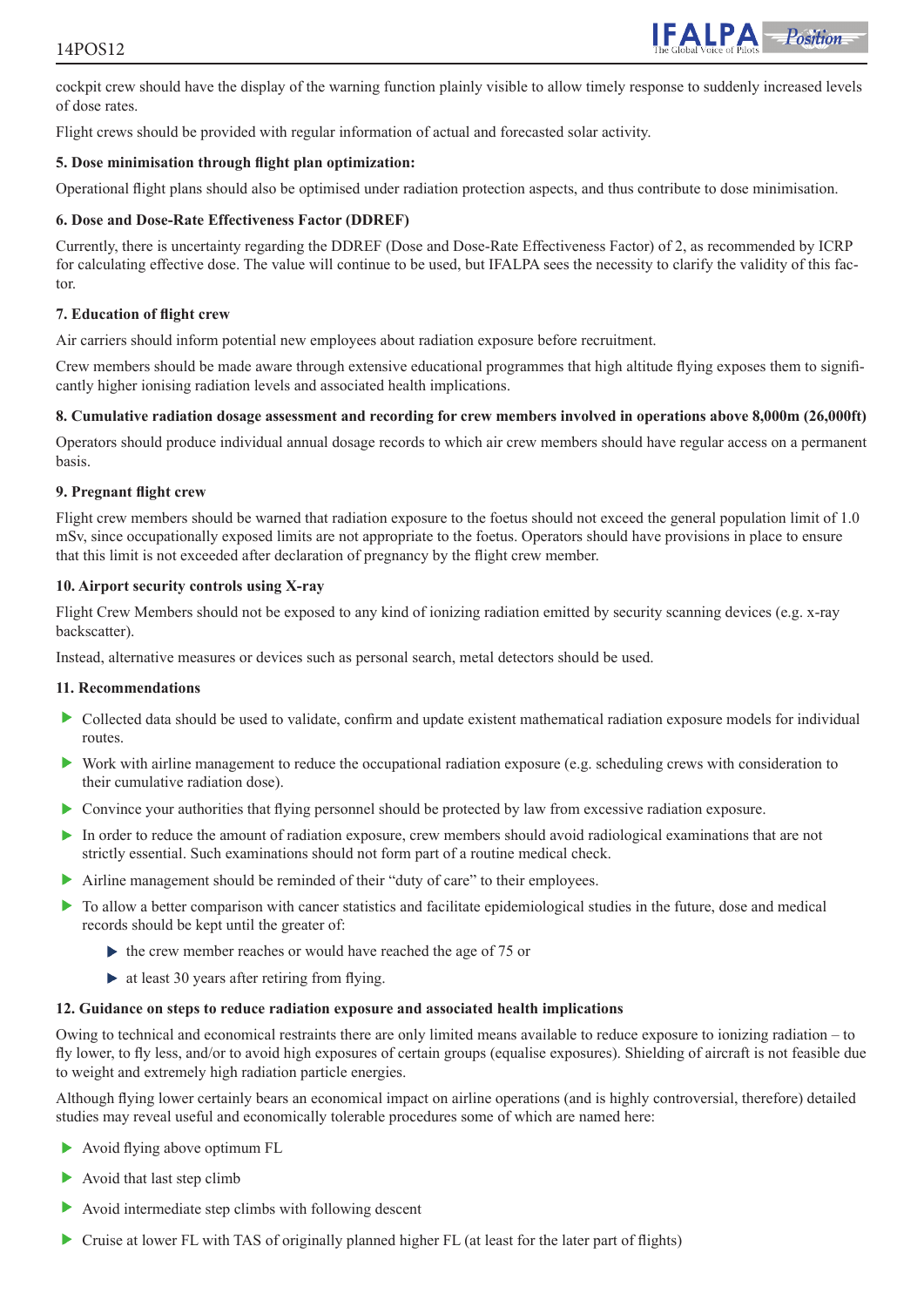cockpit crew should have the display of the warning function plainly visible to allow timely response to suddenly increased levels of dose rates.

Flight crews should be provided with regular information of actual and forecasted solar activity.

**5. Dose minimisation through flight plan optimization:**

Operational flight plans should also be optimised under radiation protection aspects, and thus contribute to dose minimisation.

**6. Dose and Dose-Rate Effectiveness Factor (DDREF)**

Currently, there is uncertainty regarding the DDREF (Dose and Dose-Rate Effectiveness Factor) of 2, as recommended by ICRP for calculating effective dose. The value will continue to be used, but IFALPA sees the necessity to clarify the validity of this factor.

**7. Education of flight crew**

Air carriers should inform potential new employees about radiation exposure before recruitment.

Crew members should be made aware through extensive educational programmes that high altitude flying exposes them to significantly higher ionising radiation levels and associated health implications.

**8. Cumulative radiation dosage assessment and recording for crew members involved in operations above 8,000m (26,000ft)**

Operators should produce individual annual dosage records to which air crew members should have regular access on a permanent basis.

**9. Pregnant flight crew**

Flight crew members should be warned that radiation exposure to the foetus should not exceed the general population limit of 1.0 mSv, since occupationally exposed limits are not appropriate to the foetus. Operators should have provisions in place to ensure that this limit is not exceeded after declaration of pregnancy by the flight crew member.

**10. Airport security controls using X-ray**

Flight Crew Members should not be exposed to any kind of ionizing radiation emitted by security scanning devices (e.g. x-ray backscatter).

Instead, alternative measures or devices such as personal search, metal detectors should be used.

**11. Recommendations**

- Collected data should be used to validate, confirm and update existent mathematical radiation exposure models for individual routes.
- Work with airline management to reduce the occupational radiation exposure (e.g. scheduling crews with consideration to their cumulative radiation dose).
- Convince your authorities that flying personnel should be protected by law from excessive radiation exposure.
- In order to reduce the amount of radiation exposure, crew members should avoid radiological examinations that are not strictly essential. Such examinations should not form part of a routine medical check.
- Airline management should be reminded of their "duty of care" to their employees.
- To allow a better comparison with cancer statistics and facilitate epidemiological studies in the future, dose and medical records should be kept until the greater of:
  - the crew member reaches or would have reached the age of 75 or
  - at least 30 years after retiring from flying.

**12. Guidance on steps to reduce radiation exposure and associated health implications**

Owing to technical and economical restraints there are only limited means available to reduce exposure to ionizing radiation – to fly lower, to fly less, and/or to avoid high exposures of certain groups (equalise exposures). Shielding of aircraft is not feasible due to weight and extremely high radiation particle energies.

Although flying lower certainly bears an economical impact on airline operations (and is highly controversial, therefore) detailed studies may reveal useful and economically tolerable procedures some of which are named here:

- Avoid flying above optimum FL
- Avoid that last step climb
- Avoid intermediate step climbs with following descent
- Cruise at lower FL with TAS of originally planned higher FL (at least for the later part of flights)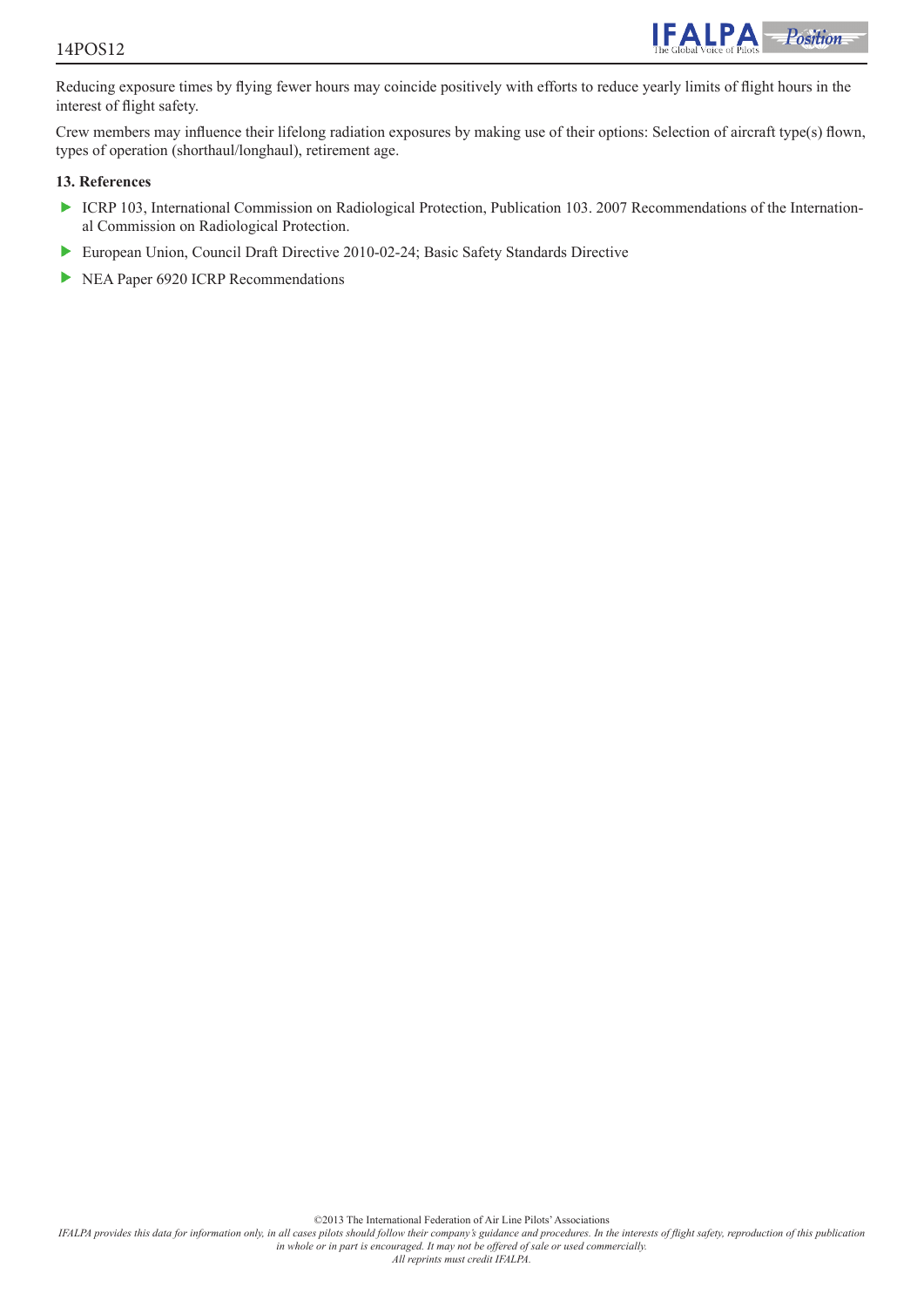Reducing exposure times by flying fewer hours may coincide positively with efforts to reduce yearly limits of flight hours in the interest of flight safety.

Crew members may influence their lifelong radiation exposures by making use of their options: Selection of aircraft type(s) flown, types of operation (shorthaul/longhaul), retirement age.

**13. References**

- ICRP 103, International Commission on Radiological Protection, Publication 103. 2007 Recommendations of the International Commission on Radiological Protection.
- European Union, Council Draft Directive 2010-02-24; Basic Safety Standards Directive
- NEA Paper 6920 ICRP Recommendations

©2013 The International Federation of Air Line Pilots' Associations

*IFALPA provides this data for information only, in all cases pilots should follow their company's guidance and procedures. In the interests of flight safety, reproduction of this publication in whole or in part is encouraged. It may not be offered of sale or used commercially. All reprints must credit IFALPA.*